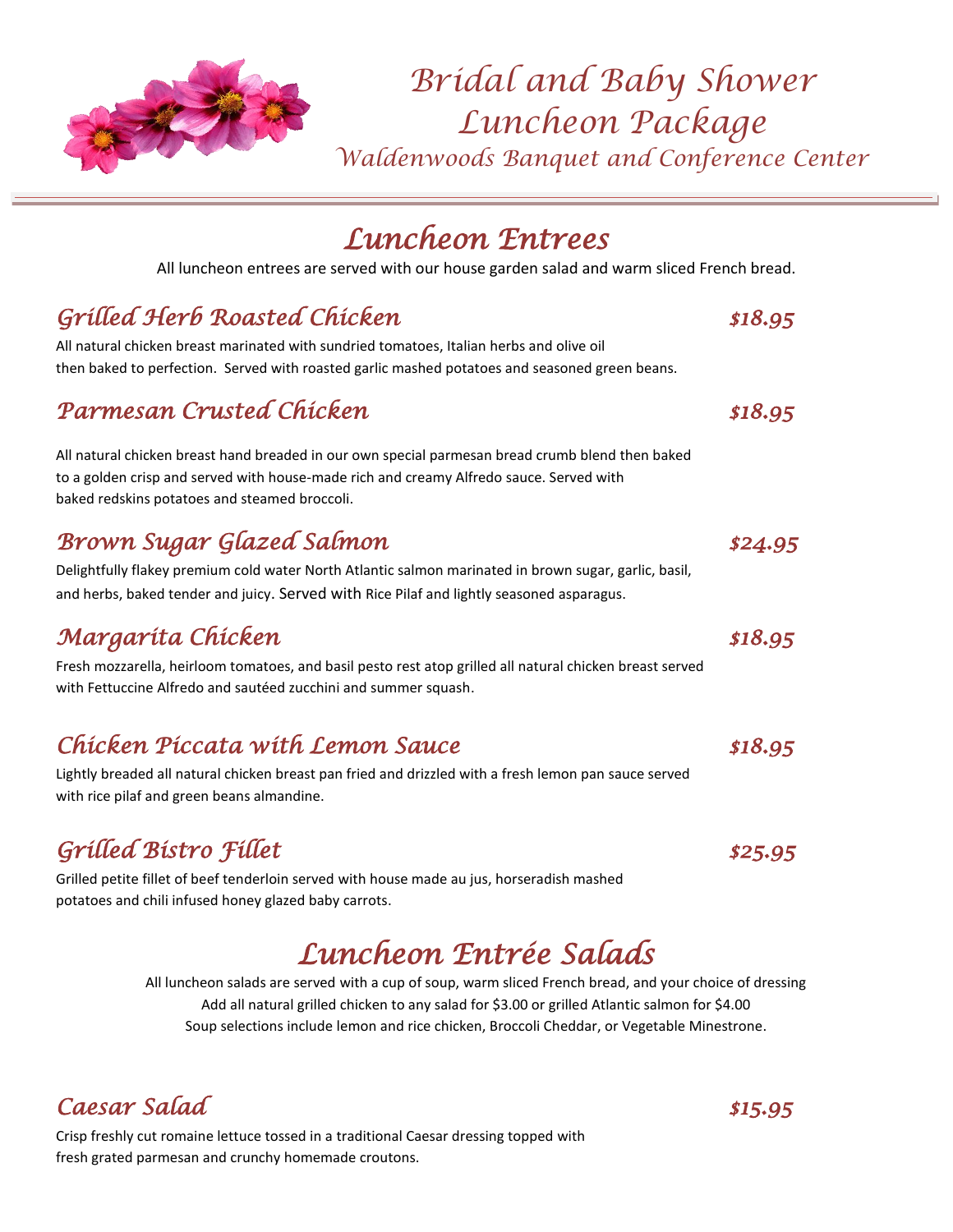# Bridal and Baby Shower Luncheon Package

### Waldenwoods Banquet and Conference Center

## Luncheon Entrees

All luncheon entrees are served with our house garden salad and warm sliced French bread.

### Grilled Herb Roasted Chicken — $18.95

All natural chicken breast marinated with sundried tomatoes, Italian herbs and olive oil then baked to perfection. Served with roasted garlic mashed potatoes and seasoned green beans.

### Parmesan Crusted Chicken — $18.95

All natural chicken breast hand breaded in our own special parmesan bread crumb blend then baked to a golden crisp and served with house-made rich and creamy Alfredo sauce. Served with baked redskins potatoes and steamed broccoli.

### Brown Sugar Glazed Salmon — $24.95

Delightfully flakey premium cold water North Atlantic salmon marinated in brown sugar, garlic, basil, and herbs, baked tender and juicy. Served with Rice Pilaf and lightly seasoned asparagus.

### Margarita Chicken — $18.95

Fresh mozzarella, heirloom tomatoes, and basil pesto rest atop grilled all natural chicken breast served with Fettuccine Alfredo and sautéed zucchini and summer squash.

### Chicken Piccata with Lemon Sauce — $18.95

Lightly breaded all natural chicken breast pan fried and drizzled with a fresh lemon pan sauce served with rice pilaf and green beans almandine.

### Grilled Bistro Fillet — $25.95

Grilled petite fillet of beef tenderloin served with house made au jus, horseradish mashed potatoes and chili infused honey glazed baby carrots.

## Luncheon Entrée Salads

All luncheon salads are served with a cup of soup, warm sliced French bread, and your choice of dressing
Add all natural grilled chicken to any salad for $3.00 or grilled Atlantic salmon for $4.00
Soup selections include lemon and rice chicken, Broccoli Cheddar, or Vegetable Minestrone.

### Caesar Salad — $15.95

Crisp freshly cut romaine lettuce tossed in a traditional Caesar dressing topped with fresh grated parmesan and crunchy homemade croutons.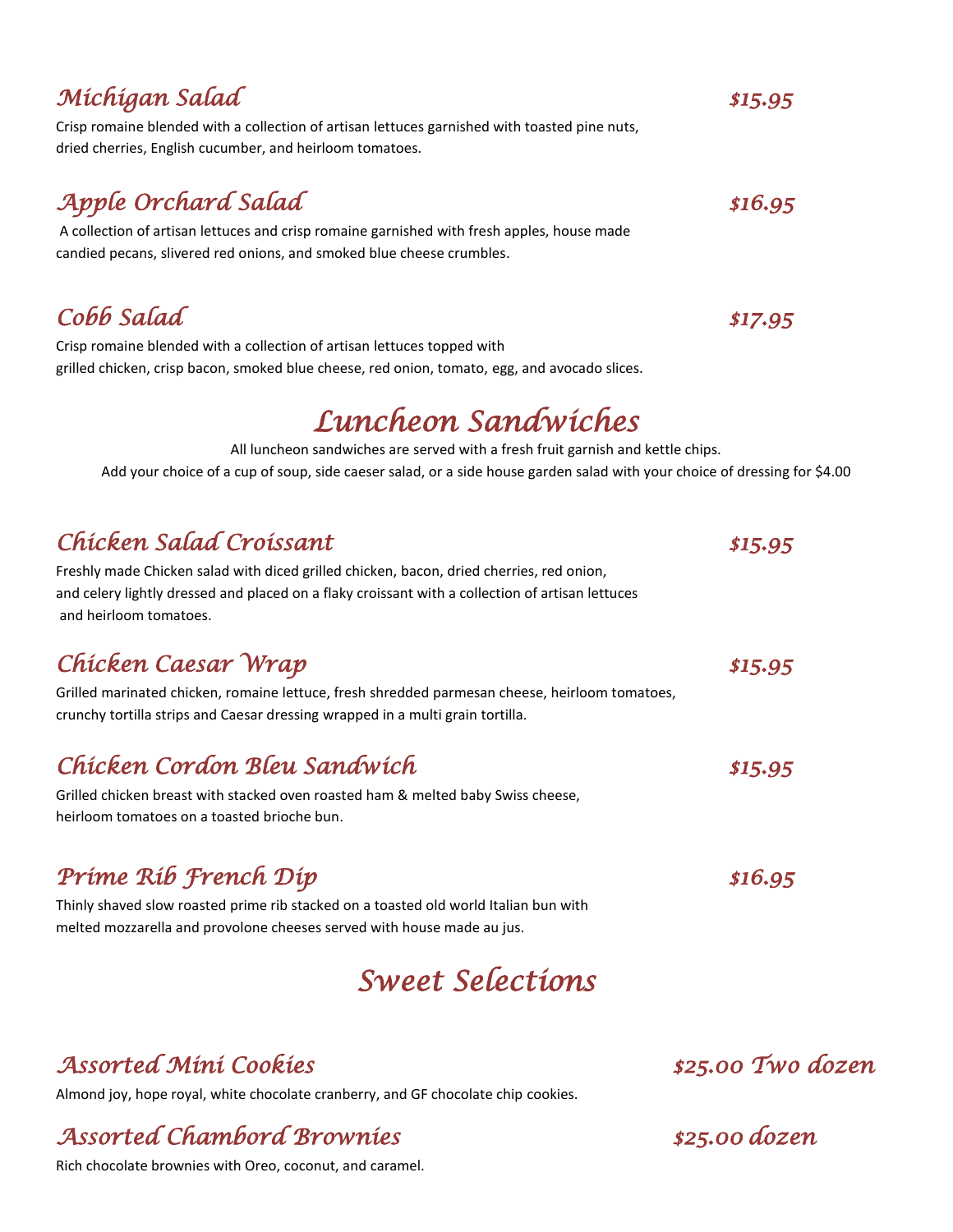### Michigan Salad — $15.95

Crisp romaine blended with a collection of artisan lettuces garnished with toasted pine nuts, dried cherries, English cucumber, and heirloom tomatoes.

### Apple Orchard Salad — $16.95

A collection of artisan lettuces and crisp romaine garnished with fresh apples, house made candied pecans, slivered red onions, and smoked blue cheese crumbles.

### Cobb Salad — $17.95

Crisp romaine blended with a collection of artisan lettuces topped with grilled chicken, crisp bacon, smoked blue cheese, red onion, tomato, egg, and avocado slices.

## Luncheon Sandwiches

All luncheon sandwiches are served with a fresh fruit garnish and kettle chips.
Add your choice of a cup of soup, side caeser salad, or a side house garden salad with your choice of dressing for $4.00

### Chicken Salad Croissant — $15.95

Freshly made Chicken salad with diced grilled chicken, bacon, dried cherries, red onion, and celery lightly dressed and placed on a flaky croissant with a collection of artisan lettuces and heirloom tomatoes.

### Chicken Caesar Wrap — $15.95

Grilled marinated chicken, romaine lettuce, fresh shredded parmesan cheese, heirloom tomatoes, crunchy tortilla strips and Caesar dressing wrapped in a multi grain tortilla.

### Chicken Cordon Bleu Sandwich — $15.95

Grilled chicken breast with stacked oven roasted ham & melted baby Swiss cheese, heirloom tomatoes on a toasted brioche bun.

### Prime Rib French Dip — $16.95

Thinly shaved slow roasted prime rib stacked on a toasted old world Italian bun with melted mozzarella and provolone cheeses served with house made au jus.

## Sweet Selections

### Assorted Mini Cookies — $25.00 Two dozen

Almond joy, hope royal, white chocolate cranberry, and GF chocolate chip cookies.

### Assorted Chambord Brownies — $25.00 dozen

Rich chocolate brownies with Oreo, coconut, and caramel.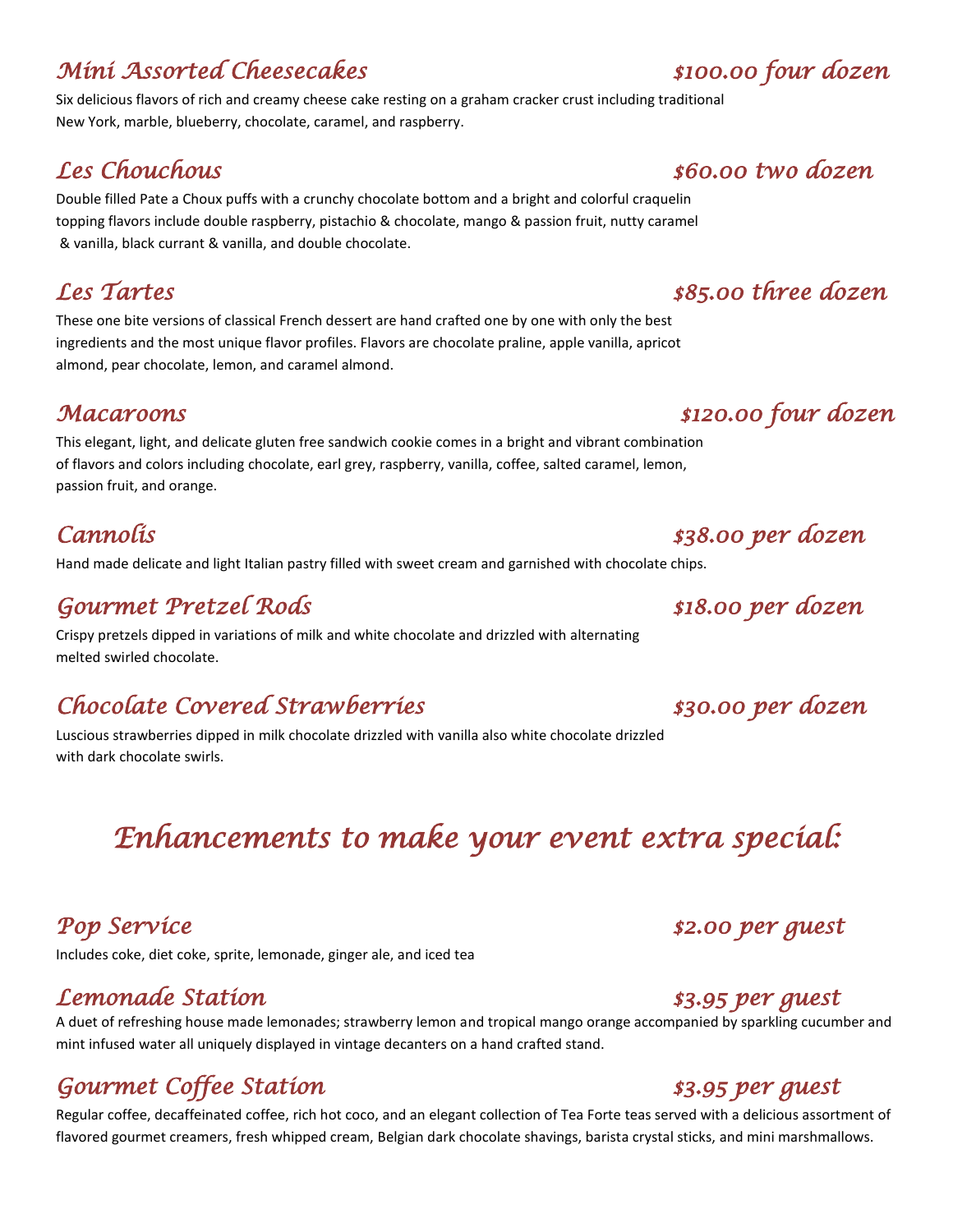## *Mini Assorted Cheesecakes* — *$100.00 four dozen*

Six delicious flavors of rich and creamy cheese cake resting on a graham cracker crust including traditional New York, marble, blueberry, chocolate, caramel, and raspberry.

## *Les Chouchous* — *$60.00 two dozen*

Double filled Pate a Choux puffs with a crunchy chocolate bottom and a bright and colorful craquelin topping flavors include double raspberry, pistachio & chocolate, mango & passion fruit, nutty caramel & vanilla, black currant & vanilla, and double chocolate.

## *Les Tartes* — *$85.00 three dozen*

These one bite versions of classical French dessert are hand crafted one by one with only the best ingredients and the most unique flavor profiles. Flavors are chocolate praline, apple vanilla, apricot almond, pear chocolate, lemon, and caramel almond.

## *Macaroons* — *$120.00 four dozen*

This elegant, light, and delicate gluten free sandwich cookie comes in a bright and vibrant combination of flavors and colors including chocolate, earl grey, raspberry, vanilla, coffee, salted caramel, lemon, passion fruit, and orange.

## *Cannolis* — *$38.00 per dozen*

Hand made delicate and light Italian pastry filled with sweet cream and garnished with chocolate chips.

## *Gourmet Pretzel Rods* — *$18.00 per dozen*

Crispy pretzels dipped in variations of milk and white chocolate and drizzled with alternating melted swirled chocolate.

## *Chocolate Covered Strawberries* — *$30.00 per dozen*

Luscious strawberries dipped in milk chocolate drizzled with vanilla also white chocolate drizzled with dark chocolate swirls.

# *Enhancements to make your event extra special:*

## *Pop Service* — *$2.00 per guest*

Includes coke, diet coke, sprite, lemonade, ginger ale, and iced tea

## *Lemonade Station* — *$3.95 per guest*

A duet of refreshing house made lemonades; strawberry lemon and tropical mango orange accompanied by sparkling cucumber and mint infused water all uniquely displayed in vintage decanters on a hand crafted stand.

## *Gourmet Coffee Station* — *$3.95 per guest*

Regular coffee, decaffeinated coffee, rich hot coco, and an elegant collection of Tea Forte teas served with a delicious assortment of flavored gourmet creamers, fresh whipped cream, Belgian dark chocolate shavings, barista crystal sticks, and mini marshmallows.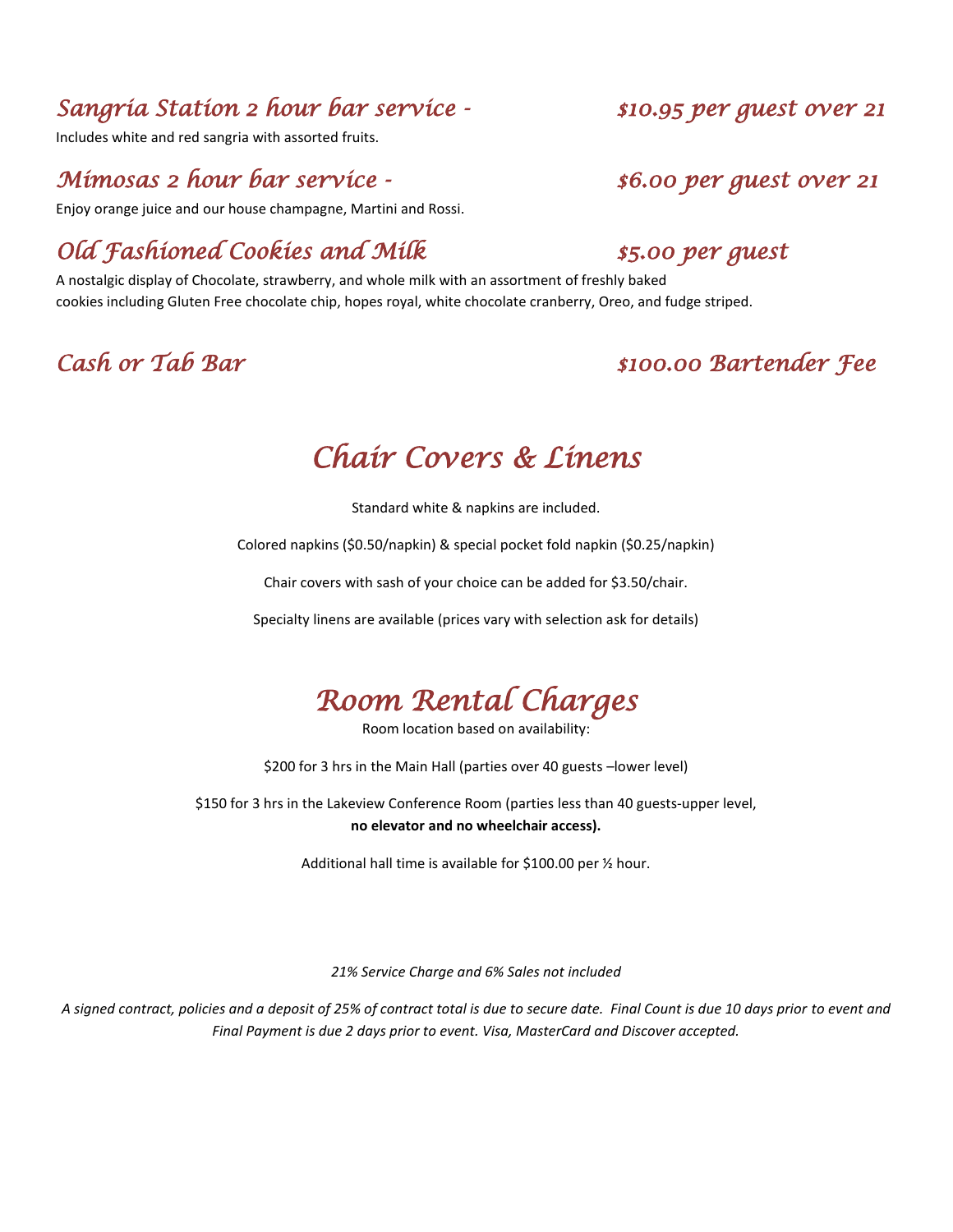### *Sangria Station 2 hour bar service - $10.95 per guest over 21*

Includes white and red sangria with assorted fruits.

### *Mimosas 2 hour bar service - $6.00 per guest over 21*

Enjoy orange juice and our house champagne, Martini and Rossi.

### *Old Fashioned Cookies and Milk $5.00 per guest*

A nostalgic display of Chocolate, strawberry, and whole milk with an assortment of freshly baked cookies including Gluten Free chocolate chip, hopes royal, white chocolate cranberry, Oreo, and fudge striped.

### *Cash or Tab Bar $100.00 Bartender Fee*

# *Chair Covers & Linens*

Standard white & napkins are included.

Colored napkins ($0.50/napkin) & special pocket fold napkin ($0.25/napkin)

Chair covers with sash of your choice can be added for $3.50/chair.

Specialty linens are available (prices vary with selection ask for details)

# *Room Rental Charges*

Room location based on availability:

$200 for 3 hrs in the Main Hall (parties over 40 guests –lower level)

$150 for 3 hrs in the Lakeview Conference Room (parties less than 40 guests-upper level, **no elevator and no wheelchair access).**

Additional hall time is available for $100.00 per ½ hour.

*21% Service Charge and 6% Sales not included*

*A signed contract, policies and a deposit of 25% of contract total is due to secure date. Final Count is due 10 days prior to event and Final Payment is due 2 days prior to event. Visa, MasterCard and Discover accepted.*